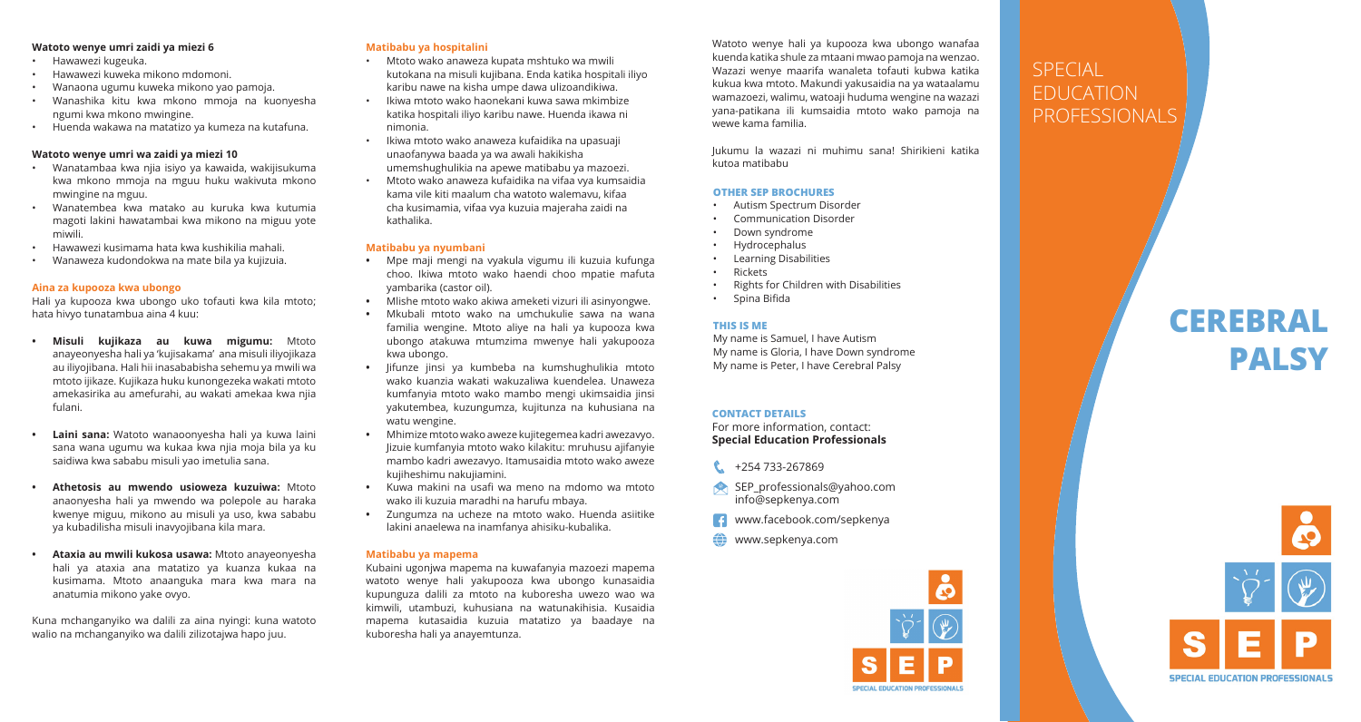**Watoto wenye umri zaidi ya miezi 6**

- Hawawezi kugeuka.
- Hawawezi kuweka mikono mdomoni.
- Wanaona ugumu kuweka mikono yao pamoja.
- Wanashika kitu kwa mkono mmoja na kuonyesha ngumi kwa mkono mwingine.
- Huenda wakawa na matatizo ya kumeza na kutafuna.

**Watoto wenye umri wa zaidi ya miezi 10**

- Wanatambaa kwa njia isiyo ya kawaida, wakijisukuma kwa mkono mmoja na mguu huku wakivuta mkono mwingine na mguu.
- Wanatembea kwa matako au kuruka kwa kutumia magoti lakini hawatambai kwa mikono na miguu yote miwili.
- Hawawezi kusimama hata kwa kushikilia mahali.
- Wanaweza kudondokwa na mate bila ya kujizuia.

### Aina za kupooza kwa ubongo

Hali ya kupooza kwa ubongo uko tofauti kwa kila mtoto; hata hivyo tunatambua aina 4 kuu:

- **Misuli kujikaza au kuwa migumu:** Mtoto anayeonyesha hali ya 'kujisakama' ana misuli iliyojikaza au iliyojibana. Hali hii inasababisha sehemu ya mwili wa mtoto ijikaze. Kujikaza huku kunongezeka wakati mtoto amekasirika au amefurahi, au wakati amekaa kwa njia fulani.
- **Laini sana:** Watoto wanaoonyesha hali ya kuwa laini sana wana ugumu wa kukaa kwa njia moja bila ya ku saidiwa kwa sababu misuli yao imetulia sana.
- **Athetosis au mwendo usioweza kuzuiwa:** Mtoto anaonyesha hali ya mwendo wa polepole au haraka kwenye miguu, mikono au misuli ya uso, kwa sababu ya kubadilisha misuli inavyojibana kila mara.
- **Ataxia au mwili kukosa usawa:** Mtoto anayeonyesha hali ya ataxia ana matatizo ya kuanza kukaa na kusimama. Mtoto anaanguka mara kwa mara na anatumia mikono yake ovyo.

Kuna mchanganyiko wa dalili za aina nyingi: kuna watoto walio na mchanganyiko wa dalili zilizotajwa hapo juu.

### Matibabu ya hospitalini

- Mtoto wako anaweza kupata mshtuko wa mwili kutokana na misuli kujibana. Enda katika hospitali iliyo karibu nawe na kisha umpe dawa ulizoandikiwa.
- Ikiwa mtoto wako haonekani kuwa sawa mkimbize katika hospitali iliyo karibu nawe. Huenda ikawa ni nimonia.
- Ikiwa mtoto wako anaweza kufaidika na upasuaji unaofanywa baada ya wa awali hakikisha umemshughulikia na apewe matibabu ya mazoezi.
- Mtoto wako anaweza kufaidika na vifaa vya kumsaidia kama vile kiti maalum cha watoto walemavu, kifaa cha kusimamia, vifaa vya kuzuia majeraha zaidi na kathalika.

### Matibabu ya nyumbani

- Mpe maji mengi na vyakula vigumu ili kuzuia kufunga choo. Ikiwa mtoto wako haendi choo mpatie mafuta yambarika (castor oil).
- Mlishe mtoto wako akiwa ameketi vizuri ili asinyongwe.
- Mkubali mtoto wako na umchukulie sawa na wana familia wengine. Mtoto aliye na hali ya kupooza kwa ubongo atakuwa mtumzima mwenye hali yakupooza kwa ubongo.
- Jifunze jinsi ya kumbeba na kumshughulikia mtoto wako kuanzia wakati wakuzaliwa kuendelea. Unaweza kumfanyia mtoto wako mambo mengi ukimsaidia jinsi yakutembea, kuzungumza, kujitunza na kuhusiana na watu wengine.
- Mhimize mtoto wako aweze kujitegemea kadri awezavyo. Jizuie kumfanyia mtoto wako kilakitu: mruhusu ajifanyie mambo kadri awezavyo. Itamusaidia mtoto wako aweze kujiheshimu nakujiamini.
- Kuwa makini na usafi wa meno na mdomo wa mtoto wako ili kuzuia maradhi na harufu mbaya.
- Zungumza na ucheze na mtoto wako. Huenda asiitike lakini anaelewa na inamfanya ahisiku-kubalika.

### Matibabu ya mapema

Kubaini ugonjwa mapema na kuwafanyia mazoezi mapema watoto wenye hali yakupooza kwa ubongo kunasaidia kupunguza dalili za mtoto na kuboresha uwezo wao wa kimwili, utambuzi, kuhusiana na watunakihisia. Kusaidia mapema kutasaidia kuzuia matatizo ya baadaye na kuboresha hali ya anayemtunza.

Watoto wenye hali ya kupooza kwa ubongo wanafaa kuenda katika shule za mtaani mwao pamoja na wenzao. Wazazi wenye maarifa wanaleta tofauti kubwa katika kukua kwa mtoto. Makundi yakusaidia na ya wataalamu wamazoezi, walimu, watoaji huduma wengine na wazazi yana-patikana ili kumsaidia mtoto wako pamoja na wewe kama familia.

Jukumu la wazazi ni muhimu sana! Shirikieni katika kutoa matibabu

### OTHER SEP BROCHURES

- Autism Spectrum Disorder
- Communication Disorder
- Down syndrome
- Hydrocephalus
- Learning Disabilities
- Rickets
- Rights for Children with Disabilities
- Spina Bifida

### THIS IS ME

My name is Samuel, I have Autism
My name is Gloria, I have Down syndrome
My name is Peter, I have Cerebral Palsy

### CONTACT DETAILS

For more information, contact:
**Special Education Professionals**

+254 733-267869

SEP_professionals@yahoo.com
info@sepkenya.com

www.facebook.com/sepkenya

www.sepkenya.com

SEP
SPECIAL EDUCATION PROFESSIONALS

SPECIAL EDUCATION PROFESSIONALS

# CEREBRAL PALSY

SEP
SPECIAL EDUCATION PROFESSIONALS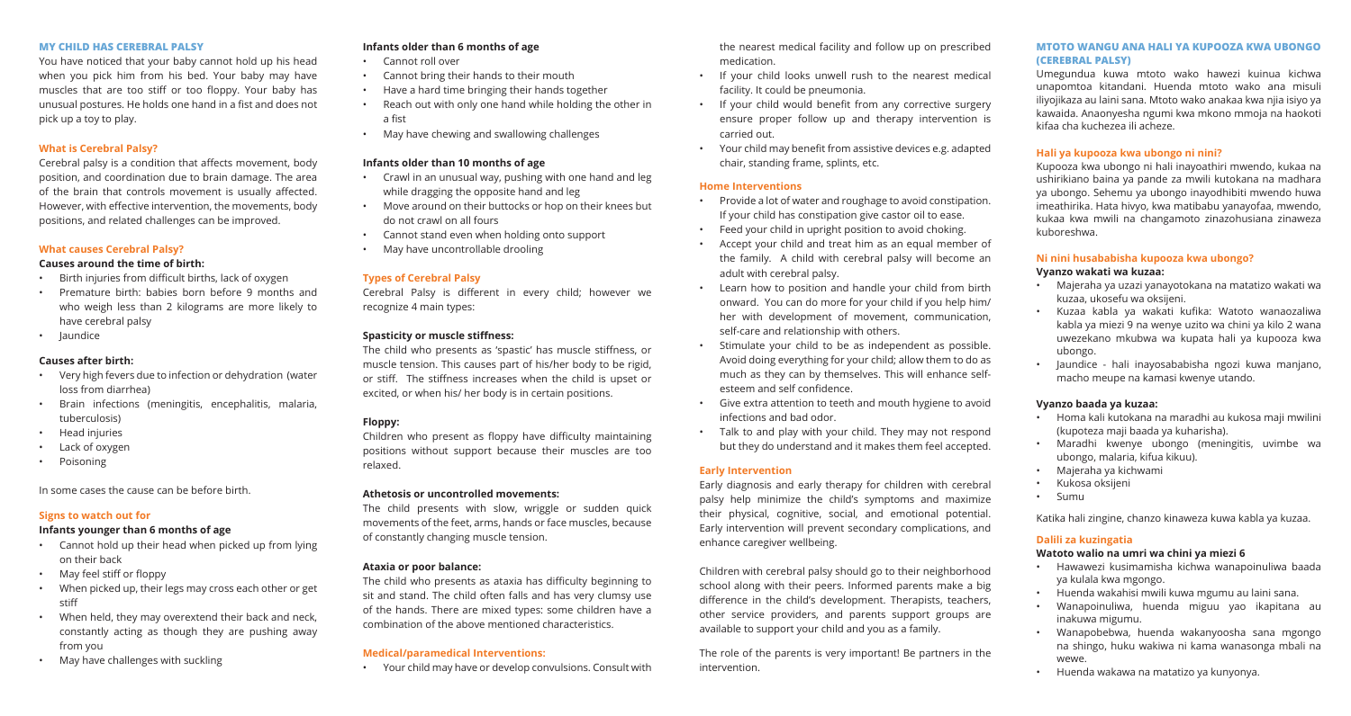## MY CHILD HAS CEREBRAL PALSY

You have noticed that your baby cannot hold up his head when you pick him from his bed. Your baby may have muscles that are too stiff or too floppy. Your baby has unusual postures. He holds one hand in a fist and does not pick up a toy to play.

### What is Cerebral Palsy?

Cerebral palsy is a condition that affects movement, body position, and coordination due to brain damage. The area of the brain that controls movement is usually affected. However, with effective intervention, the movements, body positions, and related challenges can be improved.

### What causes Cerebral Palsy?

**Causes around the time of birth:**

- Birth injuries from difficult births, lack of oxygen
- Premature birth: babies born before 9 months and who weigh less than 2 kilograms are more likely to have cerebral palsy
- Jaundice

**Causes after birth:**

- Very high fevers due to infection or dehydration (water loss from diarrhea)
- Brain infections (meningitis, encephalitis, malaria, tuberculosis)
- Head injuries
- Lack of oxygen
- Poisoning

In some cases the cause can be before birth.

### Signs to watch out for

**Infants younger than 6 months of age**

- Cannot hold up their head when picked up from lying on their back
- May feel stiff or floppy
- When picked up, their legs may cross each other or get stiff
- When held, they may overextend their back and neck, constantly acting as though they are pushing away from you
- May have challenges with suckling

**Infants older than 6 months of age**

- Cannot roll over
- Cannot bring their hands to their mouth
- Have a hard time bringing their hands together
- Reach out with only one hand while holding the other in a fist
- May have chewing and swallowing challenges

**Infants older than 10 months of age**

- Crawl in an unusual way, pushing with one hand and leg while dragging the opposite hand and leg
- Move around on their buttocks or hop on their knees but do not crawl on all fours
- Cannot stand even when holding onto support
- May have uncontrollable drooling

### Types of Cerebral Palsy

Cerebral Palsy is different in every child; however we recognize 4 main types:

**Spasticity or muscle stiffness:**

The child who presents as 'spastic' has muscle stiffness, or muscle tension. This causes part of his/her body to be rigid, or stiff. The stiffness increases when the child is upset or excited, or when his/ her body is in certain positions.

**Floppy:**

Children who present as floppy have difficulty maintaining positions without support because their muscles are too relaxed.

**Athetosis or uncontrolled movements:**

The child presents with slow, wriggle or sudden quick movements of the feet, arms, hands or face muscles, because of constantly changing muscle tension.

**Ataxia or poor balance:**

The child who presents as ataxia has difficulty beginning to sit and stand. The child often falls and has very clumsy use of the hands. There are mixed types: some children have a combination of the above mentioned characteristics.

### Medical/paramedical Interventions:

- Your child may have or develop convulsions. Consult with the nearest medical facility and follow up on prescribed medication.
- If your child looks unwell rush to the nearest medical facility. It could be pneumonia.
- If your child would benefit from any corrective surgery ensure proper follow up and therapy intervention is carried out.
- Your child may benefit from assistive devices e.g. adapted chair, standing frame, splints, etc.

### Home Interventions

- Provide a lot of water and roughage to avoid constipation. If your child has constipation give castor oil to ease.
- Feed your child in upright position to avoid choking.
- Accept your child and treat him as an equal member of the family. A child with cerebral palsy will become an adult with cerebral palsy.
- Learn how to position and handle your child from birth onward. You can do more for your child if you help him/ her with development of movement, communication, self-care and relationship with others.
- Stimulate your child to be as independent as possible. Avoid doing everything for your child; allow them to do as much as they can by themselves. This will enhance self-esteem and self confidence.
- Give extra attention to teeth and mouth hygiene to avoid infections and bad odor.
- Talk to and play with your child. They may not respond but they do understand and it makes them feel accepted.

### Early Intervention

Early diagnosis and early therapy for children with cerebral palsy help minimize the child's symptoms and maximize their physical, cognitive, social, and emotional potential. Early intervention will prevent secondary complications, and enhance caregiver wellbeing.

Children with cerebral palsy should go to their neighborhood school along with their peers. Informed parents make a big difference in the child's development. Therapists, teachers, other service providers, and parents support groups are available to support your child and you as a family.

The role of the parents is very important! Be partners in the intervention.

## MTOTO WANGU ANA HALI YA KUPOOZA KWA UBONGO (CEREBRAL PALSY)

Umegundua kuwa mtoto wako hawezi kuinua kichwa unapomtoa kitandani. Huenda mtoto wako ana misuli iliyojikaza au laini sana. Mtoto wako anakaa kwa njia isiyo ya kawaida. Anaonyesha ngumi kwa mkono mmoja na haokoti kifaa cha kuchezea ili acheze.

### Hali ya kupooza kwa ubongo ni nini?

Kupooza kwa ubongo ni hali inayoathiri mwendo, kukaa na ushirikiano baina ya pande za mwili kutokana na madhara ya ubongo. Sehemu ya ubongo inayodhibiti mwendo huwa imeathirika. Hata hivyo, kwa matibabu yanayofaa, mwendo, kukaa kwa mwili na changamoto zinazohusiana zinaweza kuboreshwa.

### Ni nini husababisha kupooza kwa ubongo?

**Vyanzo wakati wa kuzaa:**

- Majeraha ya uzazi yanayotokana na matatizo wakati wa kuzaa, ukosefu wa oksijeni.
- Kuzaa kabla ya wakati kufika: Watoto wanaozaliwa kabla ya miezi 9 na wenye uzito wa chini ya kilo 2 wana uwezekano mkubwa wa kupata hali ya kupooza kwa ubongo.
- Jaundice - hali inayosababisha ngozi kuwa manjano, macho meupe na kamasi kwenye utando.

**Vyanzo baada ya kuzaa:**

- Homa kali kutokana na maradhi au kukosa maji mwilini (kupoteza maji baada ya kuharisha).
- Maradhi kwenye ubongo (meningitis, uvimbe wa ubongo, malaria, kifua kikuu).
- Majeraha ya kichwami
- Kukosa oksijeni
- Sumu

Katika hali zingine, chanzo kinaweza kuwa kabla ya kuzaa.

### Dalili za kuzingatia

**Watoto walio na umri wa chini ya miezi 6**

- Hawawezi kusimamisha kichwa wanapoinuliwa baada ya kulala kwa mgongo.
- Huenda wakahisi mwili kuwa mgumu au laini sana.
- Wanapoinuliwa, huenda miguu yao ikapitana au inakuwa migumu.
- Wanapobebwa, huenda wakanyoosha sana mgongo na shingo, huku wakiwa ni kama wanasonga mbali na wewe.
- Huenda wakawa na matatizo ya kunyonya.